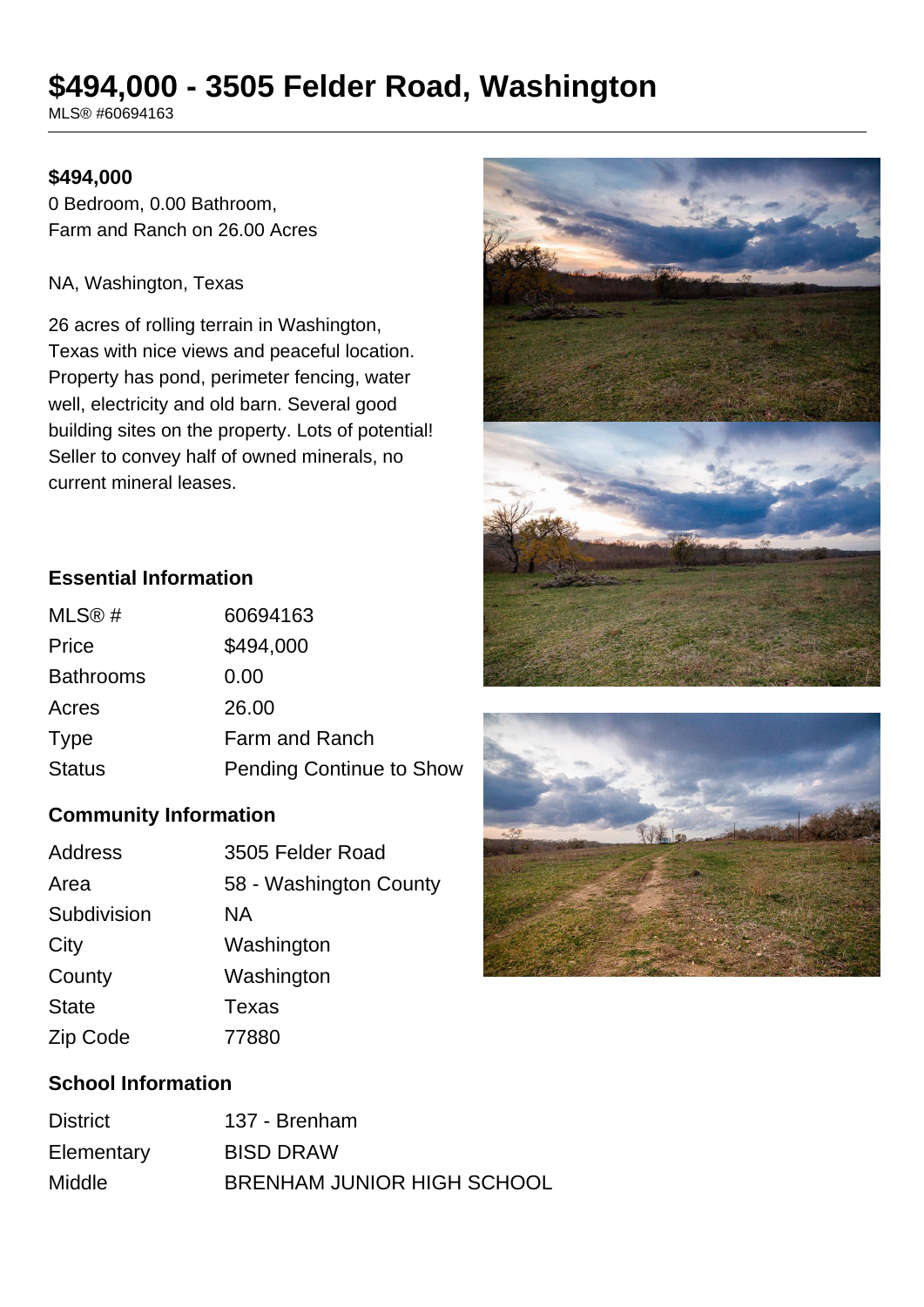# $494,000 - 3505 Felder Road, Washington

MLS® #60694163

**$494,000**

0 Bedroom, 0.00 Bathroom,
Farm and Ranch on 26.00 Acres

NA, Washington, Texas

26 acres of rolling terrain in Washington, Texas with nice views and peaceful location. Property has pond, perimeter fencing, water well, electricity and old barn. Several good building sites on the property. Lots of potential! Seller to convey half of owned minerals, no current mineral leases.

### Essential Information

| | |
|---|---|
| MLS® # | 60694163 |
| Price | $494,000 |
| Bathrooms | 0.00 |
| Acres | 26.00 |
| Type | Farm and Ranch |
| Status | Pending Continue to Show |

### Community Information

| | |
|---|---|
| Address | 3505 Felder Road |
| Area | 58 - Washington County |
| Subdivision | NA |
| City | Washington |
| County | Washington |
| State | Texas |
| Zip Code | 77880 |

### School Information

| | |
|---|---|
| District | 137 - Brenham |
| Elementary | BISD DRAW |
| Middle | BRENHAM JUNIOR HIGH SCHOOL |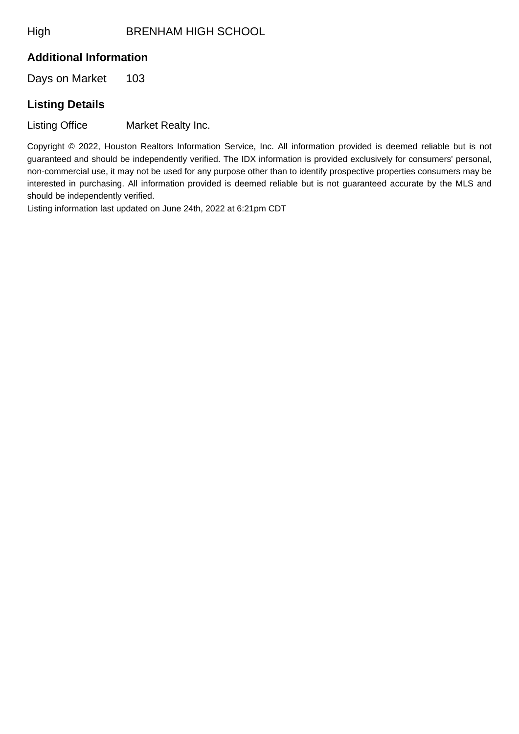| | |
|---|---|
| High | BRENHAM HIGH SCHOOL |

## Additional Information

| | |
|---|---|
| Days on Market | 103 |

## Listing Details

| | |
|---|---|
| Listing Office | Market Realty Inc. |

Copyright © 2022, Houston Realtors Information Service, Inc. All information provided is deemed reliable but is not guaranteed and should be independently verified. The IDX information is provided exclusively for consumers' personal, non-commercial use, it may not be used for any purpose other than to identify prospective properties consumers may be interested in purchasing. All information provided is deemed reliable but is not guaranteed accurate by the MLS and should be independently verified.

Listing information last updated on June 24th, 2022 at 6:21pm CDT